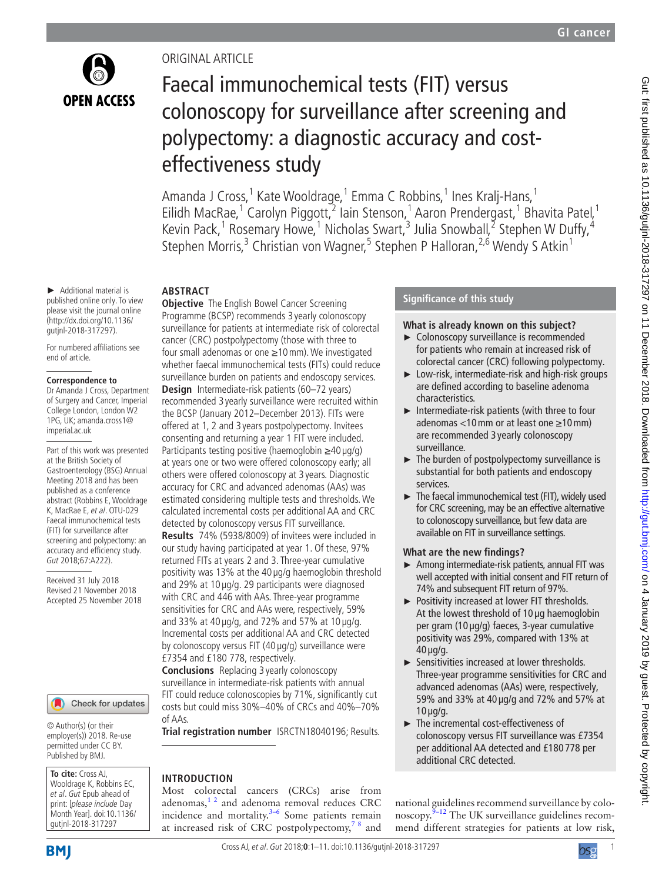ORIGINAL ARTICLE

# Faecal immunochemical tests (FIT) versus colonoscopy for surveillance after screening and polypectomy: a diagnostic accuracy and cost-effectiveness study

Amanda J Cross,[1] Kate Wooldrage,[1] Emma C Robbins,[1] Ines Kralj-Hans,[1] Eilidh MacRae,[1] Carolyn Piggott,[2] Iain Stenson,[1] Aaron Prendergast,[1] Bhavita Patel,[1] Kevin Pack,[1] Rosemary Howe,[1] Nicholas Swart,[3] Julia Snowball,[2] Stephen W Duffy,[4] Stephen Morris,[3] Christian von Wagner,[5] Stephen P Halloran,[2,6] Wendy S Atkin[1]

► Additional material is published online only. To view please visit the journal online (http://dx.doi.org/10.1136/gutjnl-2018-317297).

For numbered affiliations see end of article.

**Correspondence to**
Dr Amanda J Cross, Department of Surgery and Cancer, Imperial College London, London W2 1PG, UK; amanda.cross1@imperial.ac.uk

Part of this work was presented at the British Society of Gastroenterology (BSG) Annual Meeting 2018 and has been published as a conference abstract (Robbins E, Wooldrage K, MacRae E, *et al*. OTU-029 Faecal immunochemical tests (FIT) for surveillance after screening and polypectomy: an accuracy and efficiency study. *Gut* 2018;67:A222).

Received 31 July 2018
Revised 21 November 2018
Accepted 25 November 2018

© Author(s) (or their employer(s)) 2018. Re-use permitted under CC BY. Published by BMJ.

**To cite:** Cross AJ, Wooldrage K, Robbins EC, *et al*. *Gut* Epub ahead of print: [*please include* Day Month Year]. doi:10.1136/gutjnl-2018-317297

## ABSTRACT

**Objective** The English Bowel Cancer Screening Programme (BCSP) recommends 3 yearly colonoscopy surveillance for patients at intermediate risk of colorectal cancer (CRC) postpolypectomy (those with three to four small adenomas or one ≥10 mm). We investigated whether faecal immunochemical tests (FITs) could reduce surveillance burden on patients and endoscopy services.

**Design** Intermediate-risk patients (60–72 years) recommended 3 yearly surveillance were recruited within the BCSP (January 2012–December 2013). FITs were offered at 1, 2 and 3 years postpolypectomy. Invitees consenting and returning a year 1 FIT were included. Participants testing positive (haemoglobin ≥40 µg/g) at years one or two were offered colonoscopy early; all others were offered colonoscopy at 3 years. Diagnostic accuracy for CRC and advanced adenomas (AAs) was estimated considering multiple tests and thresholds. We calculated incremental costs per additional AA and CRC detected by colonoscopy versus FIT surveillance.

**Results** 74% (5938/8009) of invitees were included in our study having participated at year 1. Of these, 97% returned FITs at years 2 and 3. Three-year cumulative positivity was 13% at the 40 µg/g haemoglobin threshold and 29% at 10 µg/g. 29 participants were diagnosed with CRC and 446 with AAs. Three-year programme sensitivities for CRC and AAs were, respectively, 59% and 33% at 40 µg/g, and 72% and 57% at 10 µg/g. Incremental costs per additional AA and CRC detected by colonoscopy versus FIT (40 µg/g) surveillance were £7354 and £180 778, respectively.

**Conclusions** Replacing 3 yearly colonoscopy surveillance in intermediate-risk patients with annual FIT could reduce colonoscopies by 71%, significantly cut costs but could miss 30%–40% of CRCs and 40%–70% of AAs.

**Trial registration number** ISRCTN18040196; Results.

## Significance of this study

### What is already known on this subject?

- ► Colonoscopy surveillance is recommended for patients who remain at increased risk of colorectal cancer (CRC) following polypectomy.
- ► Low-risk, intermediate-risk and high-risk groups are defined according to baseline adenoma characteristics.
- ► Intermediate-risk patients (with three to four adenomas <10 mm or at least one ≥10 mm) are recommended 3 yearly colonoscopy surveillance.
- ► The burden of postpolypectomy surveillance is substantial for both patients and endoscopy services.
- ► The faecal immunochemical test (FIT), widely used for CRC screening, may be an effective alternative to colonoscopy surveillance, but few data are available on FIT in surveillance settings.

### What are the new findings?

- ► Among intermediate-risk patients, annual FIT was well accepted with initial consent and FIT return of 74% and subsequent FIT return of 97%.
- ► Positivity increased at lower FIT thresholds. At the lowest threshold of 10 µg haemoglobin per gram (10 µg/g) faeces, 3-year cumulative positivity was 29%, compared with 13% at 40 µg/g.
- ► Sensitivities increased at lower thresholds. Three-year programme sensitivities for CRC and advanced adenomas (AAs) were, respectively, 59% and 33% at 40 µg/g and 72% and 57% at 10 µg/g.
- ► The incremental cost-effectiveness of colonoscopy versus FIT surveillance was £7354 per additional AA detected and £180 778 per additional CRC detected.

## INTRODUCTION

Most colorectal cancers (CRCs) arise from adenomas,[1,2] and adenoma removal reduces CRC incidence and mortality.[3–6] Some patients remain at increased risk of CRC postpolypectomy,[7,8] and national guidelines recommend surveillance by colonoscopy.[9–12] The UK surveillance guidelines recommend different strategies for patients at low risk,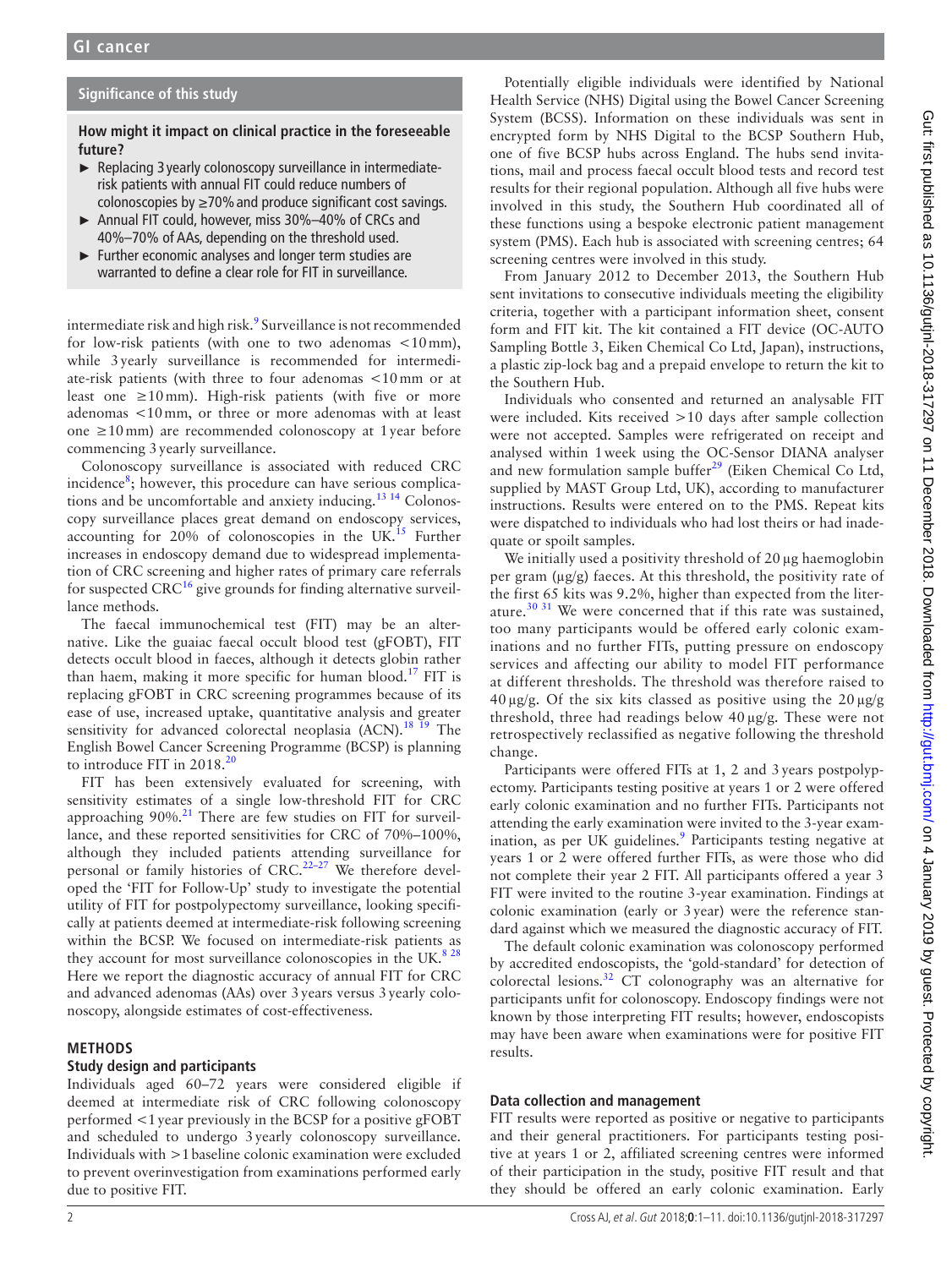## Significance of this study

**How might it impact on clinical practice in the foreseeable future?**

- Replacing 3 yearly colonoscopy surveillance in intermediate-risk patients with annual FIT could reduce numbers of colonoscopies by ≥70% and produce significant cost savings.
- Annual FIT could, however, miss 30%–40% of CRCs and 40%–70% of AAs, depending on the threshold used.
- Further economic analyses and longer term studies are warranted to define a clear role for FIT in surveillance.

intermediate risk and high risk.[9] Surveillance is not recommended for low-risk patients (with one to two adenomas <10 mm), while 3 yearly surveillance is recommended for intermediate-risk patients (with three to four adenomas <10 mm or at least one ≥10 mm). High-risk patients (with five or more adenomas <10 mm, or three or more adenomas with at least one ≥10 mm) are recommended colonoscopy at 1 year before commencing 3 yearly surveillance.

Colonoscopy surveillance is associated with reduced CRC incidence[8]; however, this procedure can have serious complications and be uncomfortable and anxiety inducing.[13 14] Colonoscopy surveillance places great demand on endoscopy services, accounting for 20% of colonoscopies in the UK.[15] Further increases in endoscopy demand due to widespread implementation of CRC screening and higher rates of primary care referrals for suspected CRC[16] give grounds for finding alternative surveillance methods.

The faecal immunochemical test (FIT) may be an alternative. Like the guaiac faecal occult blood test (gFOBT), FIT detects occult blood in faeces, although it detects globin rather than haem, making it more specific for human blood.[17] FIT is replacing gFOBT in CRC screening programmes because of its ease of use, increased uptake, quantitative analysis and greater sensitivity for advanced colorectal neoplasia (ACN).[18 19] The English Bowel Cancer Screening Programme (BCSP) is planning to introduce FIT in 2018.[20]

FIT has been extensively evaluated for screening, with sensitivity estimates of a single low-threshold FIT for CRC approaching 90%.[21] There are few studies on FIT for surveillance, and these reported sensitivities for CRC of 70%–100%, although they included patients attending surveillance for personal or family histories of CRC.[22–27] We therefore developed the 'FIT for Follow-Up' study to investigate the potential utility of FIT for postpolypectomy surveillance, looking specifically at patients deemed at intermediate-risk following screening within the BCSP. We focused on intermediate-risk patients as they account for most surveillance colonoscopies in the UK.[8 28] Here we report the diagnostic accuracy of annual FIT for CRC and advanced adenomas (AAs) over 3 years versus 3 yearly colonoscopy, alongside estimates of cost-effectiveness.

## METHODS

### Study design and participants

Individuals aged 60–72 years were considered eligible if deemed at intermediate risk of CRC following colonoscopy performed <1 year previously in the BCSP for a positive gFOBT and scheduled to undergo 3 yearly colonoscopy surveillance. Individuals with >1 baseline colonic examination were excluded to prevent overinvestigation from examinations performed early due to positive FIT.

Potentially eligible individuals were identified by National Health Service (NHS) Digital using the Bowel Cancer Screening System (BCSS). Information on these individuals was sent in encrypted form by NHS Digital to the BCSP Southern Hub, one of five BCSP hubs across England. The hubs send invitations, mail and process faecal occult blood tests and record test results for their regional population. Although all five hubs were involved in this study, the Southern Hub coordinated all of these functions using a bespoke electronic patient management system (PMS). Each hub is associated with screening centres; 64 screening centres were involved in this study.

From January 2012 to December 2013, the Southern Hub sent invitations to consecutive individuals meeting the eligibility criteria, together with a participant information sheet, consent form and FIT kit. The kit contained a FIT device (OC-AUTO Sampling Bottle 3, Eiken Chemical Co Ltd, Japan), instructions, a plastic zip-lock bag and a prepaid envelope to return the kit to the Southern Hub.

Individuals who consented and returned an analysable FIT were included. Kits received >10 days after sample collection were not accepted. Samples were refrigerated on receipt and analysed within 1 week using the OC-Sensor DIANA analyser and new formulation sample buffer[29] (Eiken Chemical Co Ltd, supplied by MAST Group Ltd, UK), according to manufacturer instructions. Results were entered on to the PMS. Repeat kits were dispatched to individuals who had lost theirs or had inadequate or spoilt samples.

We initially used a positivity threshold of 20 µg haemoglobin per gram (µg/g) faeces. At this threshold, the positivity rate of the first 65 kits was 9.2%, higher than expected from the literature.[30 31] We were concerned that if this rate was sustained, too many participants would be offered early colonic examinations and no further FITs, putting pressure on endoscopy services and affecting our ability to model FIT performance at different thresholds. The threshold was therefore raised to 40 µg/g. Of the six kits classed as positive using the 20 µg/g threshold, three had readings below 40 µg/g. These were not retrospectively reclassified as negative following the threshold change.

Participants were offered FITs at 1, 2 and 3 years postpolypectomy. Participants testing positive at years 1 or 2 were offered early colonic examination and no further FITs. Participants not attending the early examination were invited to the 3-year examination, as per UK guidelines.[9] Participants testing negative at years 1 or 2 were offered further FITs, as were those who did not complete their year 2 FIT. All participants offered a year 3 FIT were invited to the routine 3-year examination. Findings at colonic examination (early or 3 year) were the reference standard against which we measured the diagnostic accuracy of FIT.

The default colonic examination was colonoscopy performed by accredited endoscopists, the 'gold-standard' for detection of colorectal lesions.[32] CT colonography was an alternative for participants unfit for colonoscopy. Endoscopy findings were not known by those interpreting FIT results; however, endoscopists may have been aware when examinations were for positive FIT results.

### Data collection and management

FIT results were reported as positive or negative to participants and their general practitioners. For participants testing positive at years 1 or 2, affiliated screening centres were informed of their participation in the study, positive FIT result and that they should be offered an early colonic examination. Early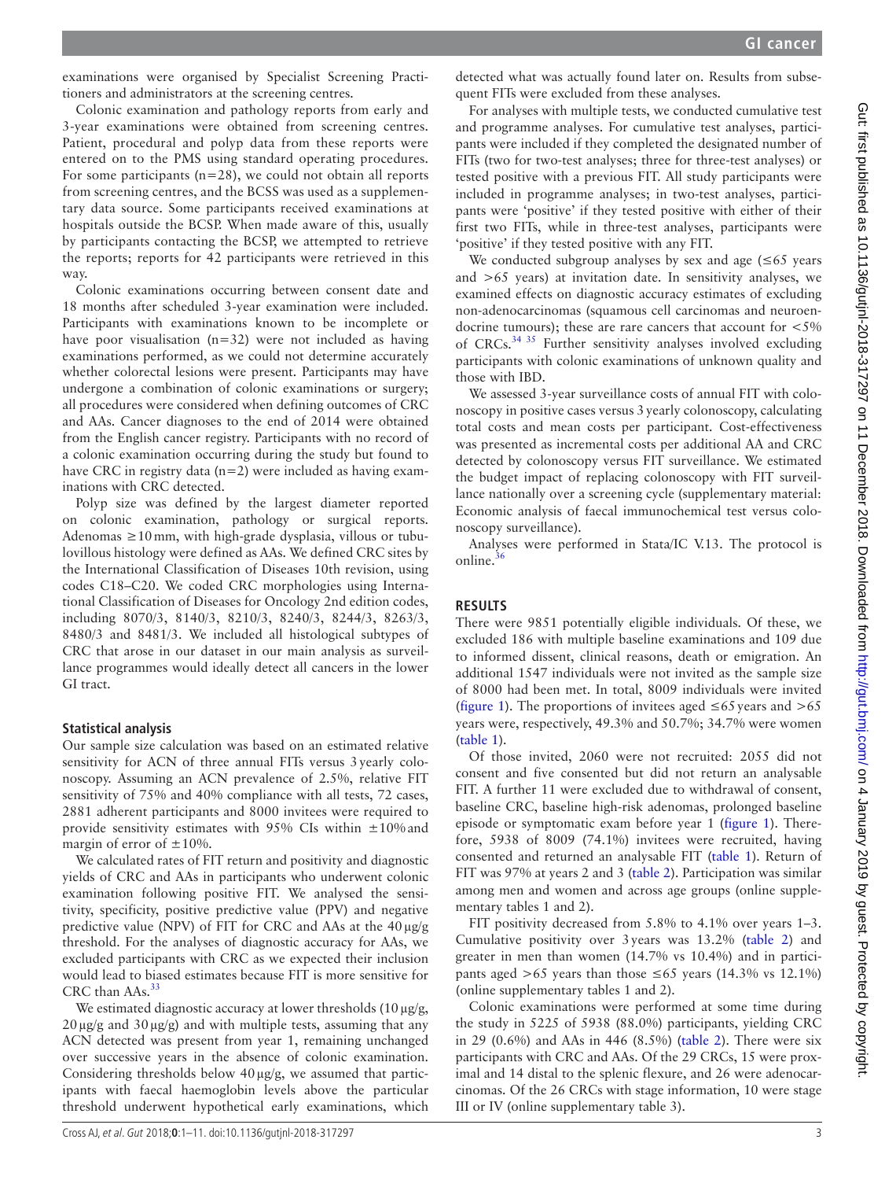examinations were organised by Specialist Screening Practitioners and administrators at the screening centres.

Colonic examination and pathology reports from early and 3-year examinations were obtained from screening centres. Patient, procedural and polyp data from these reports were entered on to the PMS using standard operating procedures. For some participants (n=28), we could not obtain all reports from screening centres, and the BCSS was used as a supplementary data source. Some participants received examinations at hospitals outside the BCSP. When made aware of this, usually by participants contacting the BCSP, we attempted to retrieve the reports; reports for 42 participants were retrieved in this way.

Colonic examinations occurring between consent date and 18 months after scheduled 3-year examination were included. Participants with examinations known to be incomplete or have poor visualisation (n=32) were not included as having examinations performed, as we could not determine accurately whether colorectal lesions were present. Participants may have undergone a combination of colonic examinations or surgery; all procedures were considered when defining outcomes of CRC and AAs. Cancer diagnoses to the end of 2014 were obtained from the English cancer registry. Participants with no record of a colonic examination occurring during the study but found to have CRC in registry data (n=2) were included as having examinations with CRC detected.

Polyp size was defined by the largest diameter reported on colonic examination, pathology or surgical reports. Adenomas ≥10 mm, with high-grade dysplasia, villous or tubulovillous histology were defined as AAs. We defined CRC sites by the International Classification of Diseases 10th revision, using codes C18–C20. We coded CRC morphologies using International Classification of Diseases for Oncology 2nd edition codes, including 8070/3, 8140/3, 8210/3, 8240/3, 8244/3, 8263/3, 8480/3 and 8481/3. We included all histological subtypes of CRC that arose in our dataset in our main analysis as surveillance programmes would ideally detect all cancers in the lower GI tract.

### Statistical analysis

Our sample size calculation was based on an estimated relative sensitivity for ACN of three annual FITs versus 3 yearly colonoscopy. Assuming an ACN prevalence of 2.5%, relative FIT sensitivity of 75% and 40% compliance with all tests, 72 cases, 2881 adherent participants and 8000 invitees were required to provide sensitivity estimates with 95% CIs within ±10% and margin of error of ±10%.

We calculated rates of FIT return and positivity and diagnostic yields of CRC and AAs in participants who underwent colonic examination following positive FIT. We analysed the sensitivity, specificity, positive predictive value (PPV) and negative predictive value (NPV) of FIT for CRC and AAs at the 40 µg/g threshold. For the analyses of diagnostic accuracy for AAs, we excluded participants with CRC as we expected their inclusion would lead to biased estimates because FIT is more sensitive for CRC than AAs.[33]

We estimated diagnostic accuracy at lower thresholds (10 µg/g, 20 µg/g and 30 µg/g) and with multiple tests, assuming that any ACN detected was present from year 1, remaining unchanged over successive years in the absence of colonic examination. Considering thresholds below 40 µg/g, we assumed that participants with faecal haemoglobin levels above the particular threshold underwent hypothetical early examinations, which detected what was actually found later on. Results from subsequent FITs were excluded from these analyses.

For analyses with multiple tests, we conducted cumulative test and programme analyses. For cumulative test analyses, participants were included if they completed the designated number of FITs (two for two-test analyses; three for three-test analyses) or tested positive with a previous FIT. All study participants were included in programme analyses; in two-test analyses, participants were 'positive' if they tested positive with either of their first two FITs, while in three-test analyses, participants were 'positive' if they tested positive with any FIT.

We conducted subgroup analyses by sex and age (≤65 years and >65 years) at invitation date. In sensitivity analyses, we examined effects on diagnostic accuracy estimates of excluding non-adenocarcinomas (squamous cell carcinomas and neuroendocrine tumours); these are rare cancers that account for <5% of CRCs.[34 35] Further sensitivity analyses involved excluding participants with colonic examinations of unknown quality and those with IBD.

We assessed 3-year surveillance costs of annual FIT with colonoscopy in positive cases versus 3 yearly colonoscopy, calculating total costs and mean costs per participant. Cost-effectiveness was presented as incremental costs per additional AA and CRC detected by colonoscopy versus FIT surveillance. We estimated the budget impact of replacing colonoscopy with FIT surveillance nationally over a screening cycle (supplementary material: Economic analysis of faecal immunochemical test versus colonoscopy surveillance).

Analyses were performed in Stata/IC V.13. The protocol is online.[36]

## RESULTS

There were 9851 potentially eligible individuals. Of these, we excluded 186 with multiple baseline examinations and 109 due to informed dissent, clinical reasons, death or emigration. An additional 1547 individuals were not invited as the sample size of 8000 had been met. In total, 8009 individuals were invited (figure 1). The proportions of invitees aged ≤65 years and >65 years were, respectively, 49.3% and 50.7%; 34.7% were women (table 1).

Of those invited, 2060 were not recruited: 2055 did not consent and five consented but did not return an analysable FIT. A further 11 were excluded due to withdrawal of consent, baseline CRC, baseline high-risk adenomas, prolonged baseline episode or symptomatic exam before year 1 (figure 1). Therefore, 5938 of 8009 (74.1%) invitees were recruited, having consented and returned an analysable FIT (table 1). Return of FIT was 97% at years 2 and 3 (table 2). Participation was similar among men and women and across age groups (online supplementary tables 1 and 2).

FIT positivity decreased from 5.8% to 4.1% over years 1–3. Cumulative positivity over 3 years was 13.2% (table 2) and greater in men than women (14.7% vs 10.4%) and in participants aged >65 years than those ≤65 years (14.3% vs 12.1%) (online supplementary tables 1 and 2).

Colonic examinations were performed at some time during the study in 5225 of 5938 (88.0%) participants, yielding CRC in 29 (0.6%) and AAs in 446 (8.5%) (table 2). There were six participants with CRC and AAs. Of the 29 CRCs, 15 were proximal and 14 distal to the splenic flexure, and 26 were adenocarcinomas. Of the 26 CRCs with stage information, 10 were stage III or IV (online supplementary table 3).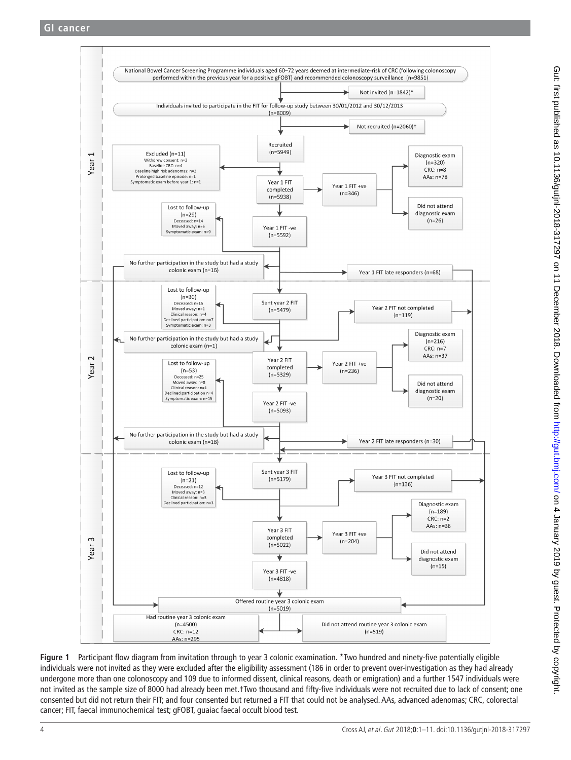National Bowel Cancer Screening Programme individuals aged 60–72 years deemed at intermediate-risk of CRC (following colonoscopy performed within the previous year for a positive gFOBT) and recommended colonoscopy surveillance (n=9851)

Not invited (n=1842)*

Individuals invited to participate in the FIT for follow-up study between 30/01/2012 and 30/12/2013 (n=8009)

Not recruited (n=2060)†

**Year 1**

Recruited (n=5949)

Excluded (n=11)
Withdrew consent: n=2
Baseline CRC: n=4
Baseline high risk adenomas: n=3
Prolonged baseline episode: n=1
Symptomatic exam before year 1: n=1

Year 1 FIT completed (n=5938)

Year 1 FIT +ve (n=346)

Diagnostic exam (n=320)
CRC: n=8
AAs: n=78

Did not attend diagnostic exam (n=26)

Year 1 FIT -ve (n=5592)

Lost to follow-up (n=29)
Deceased: n=14
Moved away: n=6
Symptomatic exam: n=9

No further participation in the study but had a study colonic exam (n=16)

Year 1 FIT late responders (n=68)

**Year 2**

Sent year 2 FIT (n=5479)

Lost to follow-up (n=30)
Deceased: n=15
Moved away: n=1
Clinical reason: n=4
Declined participation: n=7
Symptomatic exam: n=3

Year 2 FIT not completed (n=119)

No further participation in the study but had a study colonic exam (n=1)

Year 2 FIT completed (n=5329)

Year 2 FIT +ve (n=236)

Diagnostic exam (n=216)
CRC: n=7
AAs: n=37

Did not attend diagnostic exam (n=20)

Lost to follow-up (n=53)
Deceased: n=25
Moved away: n=8
Clinical reason: n=1
Declined participation n=4
Symptomatic exam: n=15

Year 2 FIT -ve (n=5093)

No further participation in the study but had a study colonic exam (n=18)

Year 2 FIT late responders (n=30)

**Year 3**

Sent year 3 FIT (n=5179)

Lost to follow-up (n=21)
Deceased: n=12
Moved away: n=3
Clinical reason: n=3
Declined participation: n=3

Year 3 FIT not completed (n=136)

Year 3 FIT completed (n=5022)

Year 3 FIT +ve (n=204)

Diagnostic exam (n=189)
CRC: n=2
AAs: n=36

Did not attend diagnostic exam (n=15)

Year 3 FIT -ve (n=4818)

Offered routine year 3 colonic exam (n=5019)

Had routine year 3 colonic exam (n=4500)
CRC: n=12
AAs: n=295

Did not attend routine year 3 colonic exam (n=519)

**Figure 1** Participant flow diagram from invitation through to year 3 colonic examination. *Two hundred and ninety-five potentially eligible individuals were not invited as they were excluded after the eligibility assessment (186 in order to prevent over-investigation as they had already undergone more than one colonoscopy and 109 due to informed dissent, clinical reasons, death or emigration) and a further 1547 individuals were not invited as the sample size of 8000 had already been met.†Two thousand and fifty-five individuals were not recruited due to lack of consent; one consented but did not return their FIT; and four consented but returned a FIT that could not be analysed. AAs, advanced adenomas; CRC, colorectal cancer; FIT, faecal immunochemical test; gFOBT, guaiac faecal occult blood test.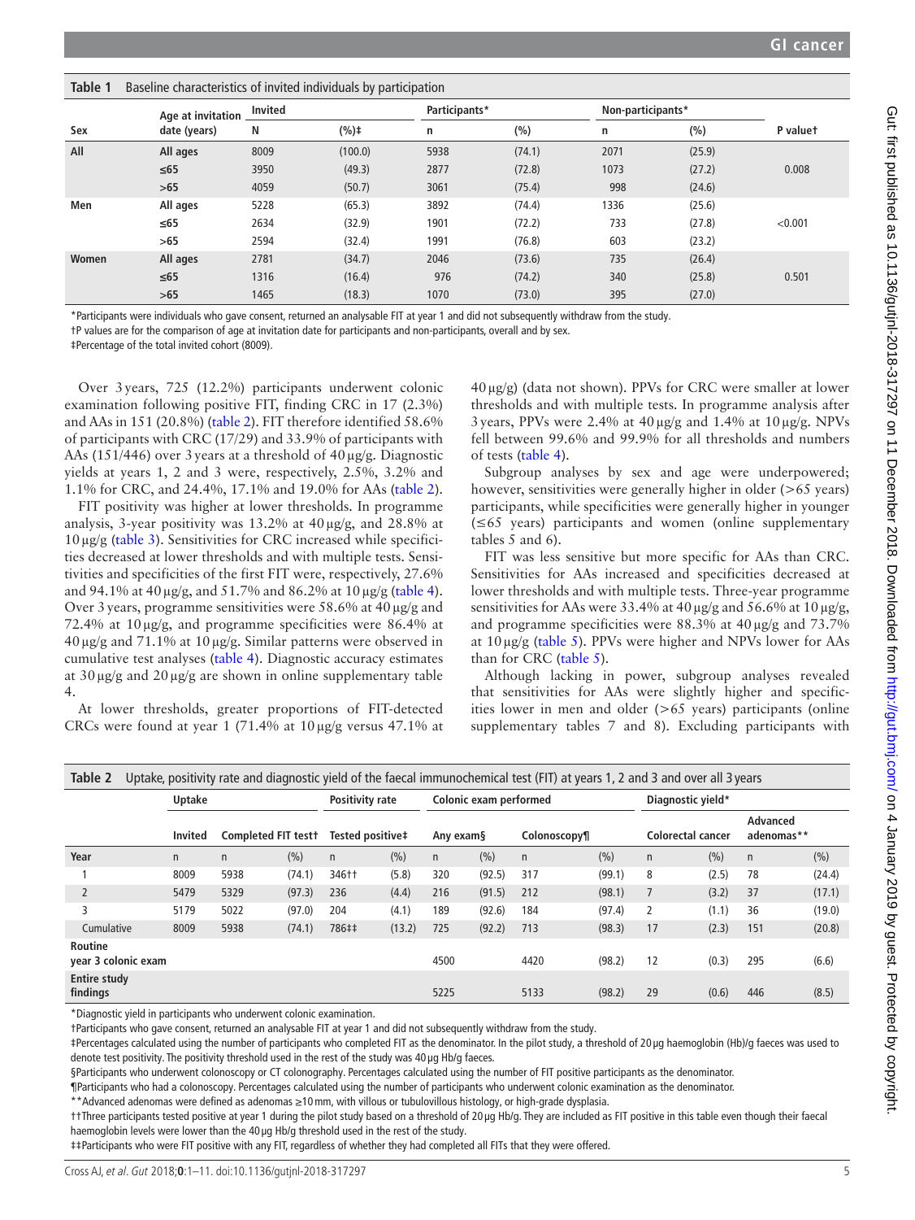**Table 1** Baseline characteristics of invited individuals by participation

| Sex | Age at invitation date (years) | Invited | | Participants* | | Non-participants* | | P value† |
|---|---|---|---|---|---|---|---|---|
| | | N | (%)‡ | n | (%) | n | (%) | |
| All | All ages | 8009 | (100.0) | 5938 | (74.1) | 2071 | (25.9) | |
| | ≤65 | 3950 | (49.3) | 2877 | (72.8) | 1073 | (27.2) | 0.008 |
| | >65 | 4059 | (50.7) | 3061 | (75.4) | 998 | (24.6) | |
| Men | All ages | 5228 | (65.3) | 3892 | (74.4) | 1336 | (25.6) | |
| | ≤65 | 2634 | (32.9) | 1901 | (72.2) | 733 | (27.8) | <0.001 |
| | >65 | 2594 | (32.4) | 1991 | (76.8) | 603 | (23.2) | |
| Women | All ages | 2781 | (34.7) | 2046 | (73.6) | 735 | (26.4) | |
| | ≤65 | 1316 | (16.4) | 976 | (74.2) | 340 | (25.8) | 0.501 |
| | >65 | 1465 | (18.3) | 1070 | (73.0) | 395 | (27.0) | |

*Participants were individuals who gave consent, returned an analysable FIT at year 1 and did not subsequently withdraw from the study.
†P values are for the comparison of age at invitation date for participants and non-participants, overall and by sex.
‡Percentage of the total invited cohort (8009).

Over 3 years, 725 (12.2%) participants underwent colonic examination following positive FIT, finding CRC in 17 (2.3%) and AAs in 151 (20.8%) (table 2). FIT therefore identified 58.6% of participants with CRC (17/29) and 33.9% of participants with AAs (151/446) over 3 years at a threshold of 40 µg/g. Diagnostic yields at years 1, 2 and 3 were, respectively, 2.5%, 3.2% and 1.1% for CRC, and 24.4%, 17.1% and 19.0% for AAs (table 2).

FIT positivity was higher at lower thresholds. In programme analysis, 3-year positivity was 13.2% at 40 µg/g, and 28.8% at 10 µg/g (table 3). Sensitivities for CRC increased while specificities decreased at lower thresholds and with multiple tests. Sensitivities and specificities of the first FIT were, respectively, 27.6% and 94.1% at 40 µg/g, and 51.7% and 86.2% at 10 µg/g (table 4). Over 3 years, programme sensitivities were 58.6% at 40 µg/g and 72.4% at 10 µg/g, and programme specificities were 86.4% at 40 µg/g and 71.1% at 10 µg/g. Similar patterns were observed in cumulative test analyses (table 4). Diagnostic accuracy estimates at 30 µg/g and 20 µg/g are shown in online supplementary table 4.

At lower thresholds, greater proportions of FIT-detected CRCs were found at year 1 (71.4% at 10 µg/g versus 47.1% at 40 µg/g) (data not shown). PPVs for CRC were smaller at lower thresholds and with multiple tests. In programme analysis after 3 years, PPVs were 2.4% at 40 µg/g and 1.4% at 10 µg/g. NPVs fell between 99.6% and 99.9% for all thresholds and numbers of tests (table 4).

Subgroup analyses by sex and age were underpowered; however, sensitivities were generally higher in older (>65 years) participants, while specificities were generally higher in younger (≤65 years) participants and women (online supplementary tables 5 and 6).

FIT was less sensitive but more specific for AAs than CRC. Sensitivities for AAs increased and specificities decreased at lower thresholds and with multiple tests. Three-year programme sensitivities for AAs were 33.4% at 40 µg/g and 56.6% at 10 µg/g, and programme specificities were 88.3% at 40 µg/g and 73.7% at 10 µg/g (table 5). PPVs were higher and NPVs lower for AAs than for CRC (table 5).

Although lacking in power, subgroup analyses revealed that sensitivities for AAs were slightly higher and specificities lower in men and older (>65 years) participants (online supplementary tables 7 and 8). Excluding participants with

**Table 2** Uptake, positivity rate and diagnostic yield of the faecal immunochemical test (FIT) at years 1, 2 and 3 and over all 3 years

| | Uptake | | | Positivity rate | | Colonic exam performed | | | | Diagnostic yield* | | | |
|---|---|---|---|---|---|---|---|---|---|---|---|---|---|
| | Invited | Completed FIT test† | | Tested positive‡ | | Any exam§ | | Colonoscopy¶ | | Colorectal cancer | | Advanced adenomas** | |
| Year | n | n | (%) | n | (%) | n | (%) | n | (%) | n | (%) | n | (%) |
| 1 | 8009 | 5938 | (74.1) | 346†† | (5.8) | 320 | (92.5) | 317 | (99.1) | 8 | (2.5) | 78 | (24.4) |
| 2 | 5479 | 5329 | (97.3) | 236 | (4.4) | 216 | (91.5) | 212 | (98.1) | 7 | (3.2) | 37 | (17.1) |
| 3 | 5179 | 5022 | (97.0) | 204 | (4.1) | 189 | (92.6) | 184 | (97.4) | 2 | (1.1) | 36 | (19.0) |
| Cumulative | 8009 | 5938 | (74.1) | 786‡‡ | (13.2) | 725 | (92.2) | 713 | (98.3) | 17 | (2.3) | 151 | (20.8) |
| **Routine year 3 colonic exam** | | | | | | 4500 | | 4420 | (98.2) | 12 | (0.3) | 295 | (6.6) |
| **Entire study findings** | | | | | | 5225 | | 5133 | (98.2) | 29 | (0.6) | 446 | (8.5) |

*Diagnostic yield in participants who underwent colonic examination.
†Participants who gave consent, returned an analysable FIT at year 1 and did not subsequently withdraw from the study.
‡Percentages calculated using the number of participants who completed FIT as the denominator. In the pilot study, a threshold of 20 µg haemoglobin (Hb)/g faeces was used to denote test positivity. The positivity threshold used in the rest of the study was 40 µg Hb/g faeces.
§Participants who underwent colonoscopy or CT colonography. Percentages calculated using the number of FIT positive participants as the denominator.
¶Participants who had a colonoscopy. Percentages calculated using the number of participants who underwent colonic examination as the denominator.
**Advanced adenomas were defined as adenomas ≥10 mm, with villous or tubulovillous histology, or high-grade dysplasia.
††Three participants tested positive at year 1 during the pilot study based on a threshold of 20 µg Hb/g. They are included as FIT positive in this table even though their faecal haemoglobin levels were lower than the 40 µg Hb/g threshold used in the rest of the study.
‡‡Participants who were FIT positive with any FIT, regardless of whether they had completed all FITs that they were offered.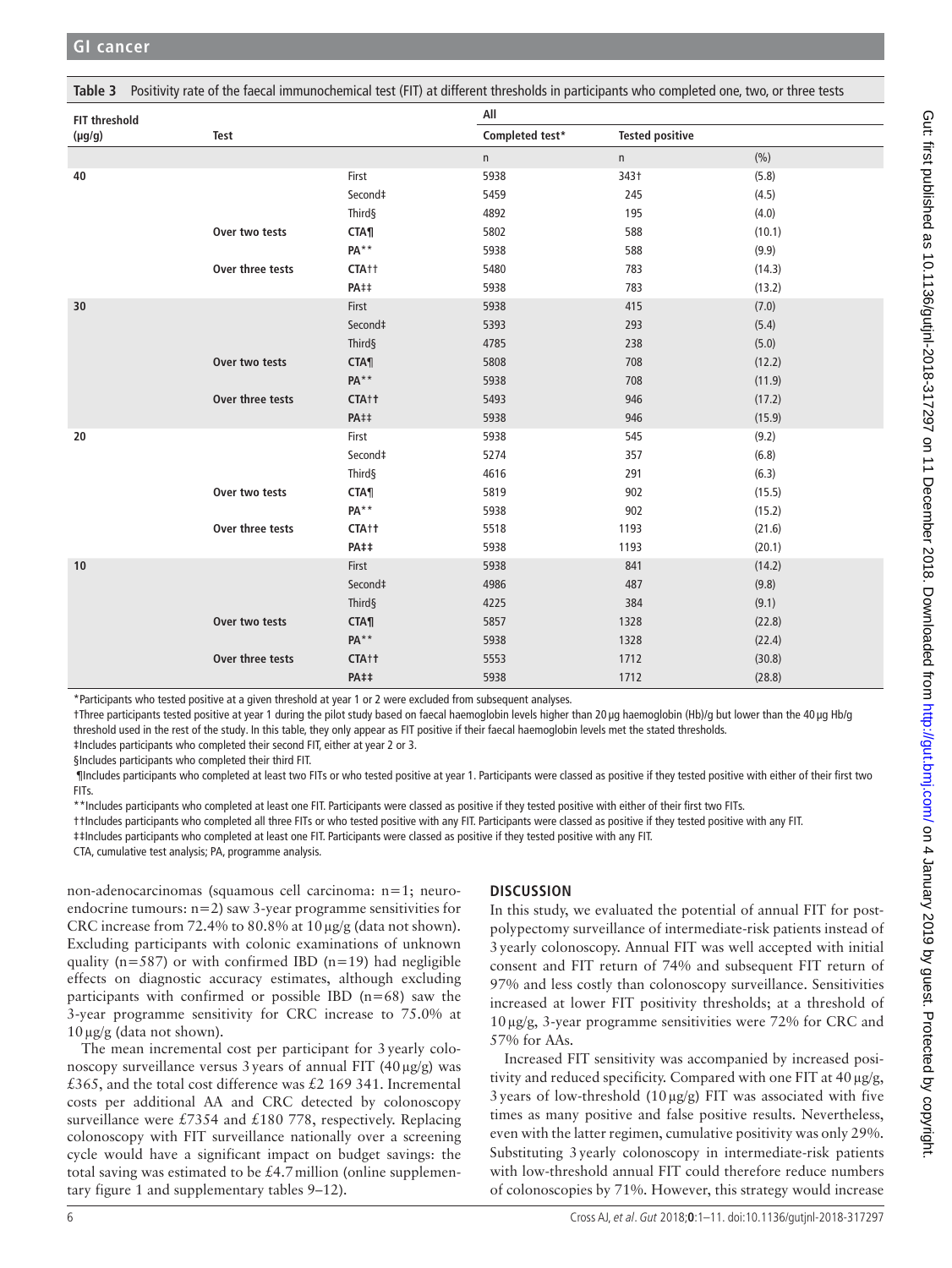**Table 3** Positivity rate of the faecal immunochemical test (FIT) at different thresholds in participants who completed one, two, or three tests

| FIT threshold (µg/g) | Test | | All | | |
|---|---|---|---|---|---|
| | | | Completed test* | Tested positive | |
| | | | n | n | (%) |
| 40 | | First | 5938 | 343† | (5.8) |
| | | Second‡ | 5459 | 245 | (4.5) |
| | | Third§ | 4892 | 195 | (4.0) |
| | **Over two tests** | **CTA¶** | 5802 | 588 | (10.1) |
| | | **PA**** | 5938 | 588 | (9.9) |
| | **Over three tests** | **CTA††** | 5480 | 783 | (14.3) |
| | | **PA‡‡** | 5938 | 783 | (13.2) |
| 30 | | First | 5938 | 415 | (7.0) |
| | | Second‡ | 5393 | 293 | (5.4) |
| | | Third§ | 4785 | 238 | (5.0) |
| | **Over two tests** | **CTA¶** | 5808 | 708 | (12.2) |
| | | **PA**** | 5938 | 708 | (11.9) |
| | **Over three tests** | **CTA††** | 5493 | 946 | (17.2) |
| | | **PA‡‡** | 5938 | 946 | (15.9) |
| 20 | | First | 5938 | 545 | (9.2) |
| | | Second‡ | 5274 | 357 | (6.8) |
| | | Third§ | 4616 | 291 | (6.3) |
| | **Over two tests** | **CTA¶** | 5819 | 902 | (15.5) |
| | | **PA**** | 5938 | 902 | (15.2) |
| | **Over three tests** | **CTA††** | 5518 | 1193 | (21.6) |
| | | **PA‡‡** | 5938 | 1193 | (20.1) |
| 10 | | First | 5938 | 841 | (14.2) |
| | | Second‡ | 4986 | 487 | (9.8) |
| | | Third§ | 4225 | 384 | (9.1) |
| | **Over two tests** | **CTA¶** | 5857 | 1328 | (22.8) |
| | | **PA**** | 5938 | 1328 | (22.4) |
| | **Over three tests** | **CTA††** | 5553 | 1712 | (30.8) |
| | | **PA‡‡** | 5938 | 1712 | (28.8) |

*Participants who tested positive at a given threshold at year 1 or 2 were excluded from subsequent analyses.
†Three participants tested positive at year 1 during the pilot study based on faecal haemoglobin levels higher than 20 µg haemoglobin (Hb)/g but lower than the 40 µg Hb/g threshold used in the rest of the study. In this table, they only appear as FIT positive if their faecal haemoglobin levels met the stated thresholds.
‡Includes participants who completed their second FIT, either at year 2 or 3.
§Includes participants who completed their third FIT.
¶Includes participants who completed at least two FITs or who tested positive at year 1. Participants were classed as positive if they tested positive with either of their first two FITs.
**Includes participants who completed at least one FIT. Participants were classed as positive if they tested positive with either of their first two FITs.
††Includes participants who completed all three FITs or who tested positive with any FIT. Participants were classed as positive if they tested positive with any FIT.
‡‡Includes participants who completed at least one FIT. Participants were classed as positive if they tested positive with any FIT.
CTA, cumulative test analysis; PA, programme analysis.

non-adenocarcinomas (squamous cell carcinoma: n=1; neuroendocrine tumours: n=2) saw 3-year programme sensitivities for CRC increase from 72.4% to 80.8% at 10 µg/g (data not shown). Excluding participants with colonic examinations of unknown quality (n=587) or with confirmed IBD (n=19) had negligible effects on diagnostic accuracy estimates, although excluding participants with confirmed or possible IBD (n=68) saw the 3-year programme sensitivity for CRC increase to 75.0% at 10 µg/g (data not shown).

The mean incremental cost per participant for 3 yearly colonoscopy surveillance versus 3 years of annual FIT (40 µg/g) was £365, and the total cost difference was £2 169 341. Incremental costs per additional AA and CRC detected by colonoscopy surveillance were £7354 and £180 778, respectively. Replacing colonoscopy with FIT surveillance nationally over a screening cycle would have a significant impact on budget savings: the total saving was estimated to be £4.7 million (online supplementary figure 1 and supplementary tables 9–12).

## DISCUSSION

In this study, we evaluated the potential of annual FIT for post-polypectomy surveillance of intermediate-risk patients instead of 3 yearly colonoscopy. Annual FIT was well accepted with initial consent and FIT return of 74% and subsequent FIT return of 97% and less costly than colonoscopy surveillance. Sensitivities increased at lower FIT positivity thresholds; at a threshold of 10 µg/g, 3-year programme sensitivities were 72% for CRC and 57% for AAs.

Increased FIT sensitivity was accompanied by increased positivity and reduced specificity. Compared with one FIT at 40 µg/g, 3 years of low-threshold (10 µg/g) FIT was associated with five times as many positive and false positive results. Nevertheless, even with the latter regimen, cumulative positivity was only 29%. Substituting 3 yearly colonoscopy in intermediate-risk patients with low-threshold annual FIT could therefore reduce numbers of colonoscopies by 71%. However, this strategy would increase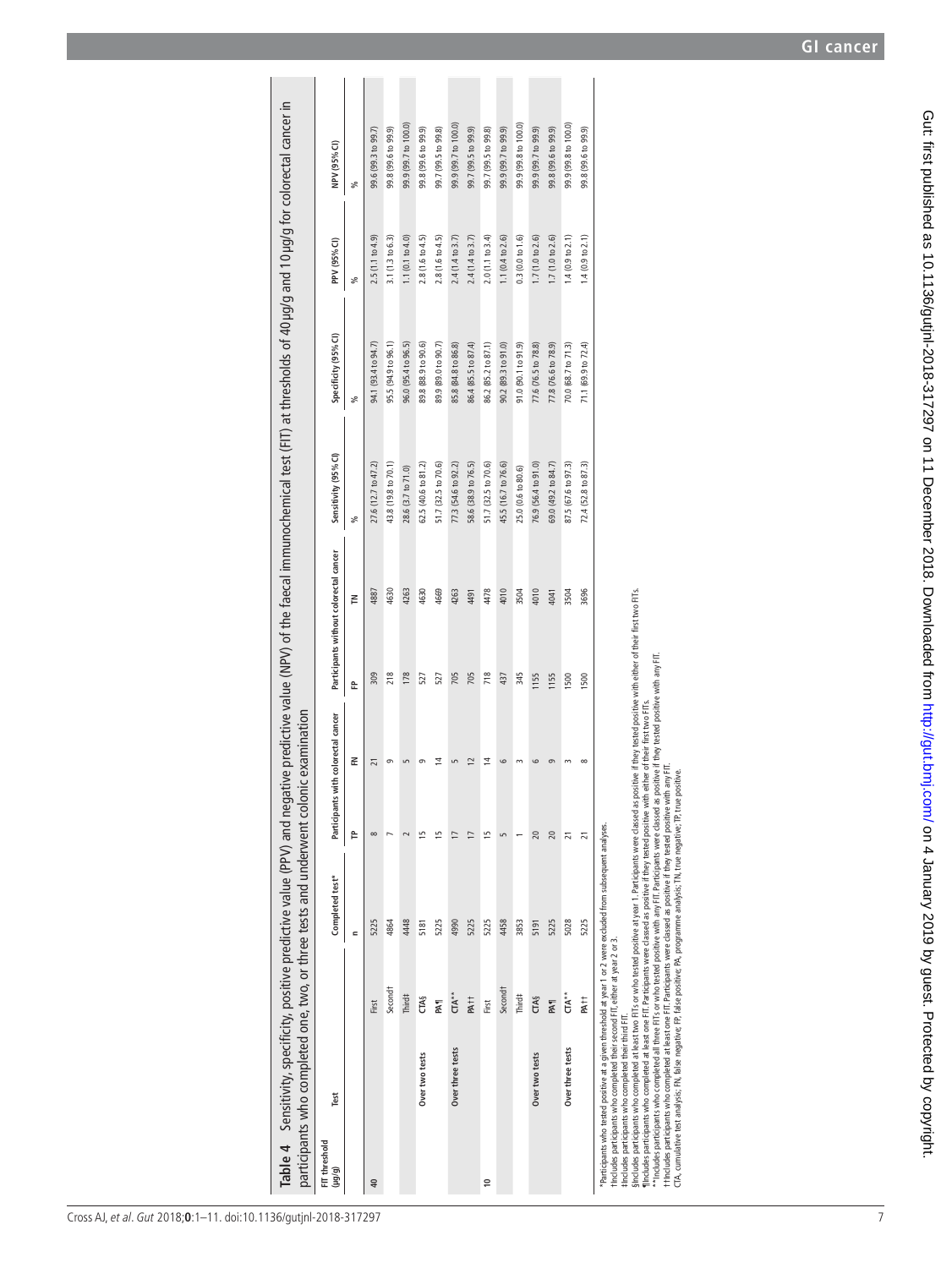**Table 4** Sensitivity, specificity, positive predictive value (PPV) and negative predictive value (NPV) of the faecal immunochemical test (FIT) at thresholds of 40 µg/g and 10 µg/g for colorectal cancer in participants who completed one, two, or three tests and underwent colonic examination

| FIT threshold (µg/g) | Test | | Completed test* | Participants with colorectal cancer | | Participants without colorectal cancer | | Sensitivity (95% CI) | Specificity (95% CI) | PPV (95% CI) | NPV (95% CI) |
|---|---|---|---|---|---|---|---|---|---|---|---|
| | | | n | TP | FN | FP | TN | % | % | % | % |
| 40 | | First | 5225 | 8 | 21 | 309 | 4887 | 27.6 (12.7 to 47.2) | 94.1 (93.4 to 94.7) | 2.5 (1.1 to 4.9) | 99.6 (99.3 to 99.7) |
| | | Second† | 4864 | 7 | 9 | 218 | 4630 | 43.8 (19.8 to 70.1) | 95.5 (94.9 to 96.1) | 3.1 (1.3 to 6.3) | 99.8 (99.6 to 99.9) |
| | | Third‡ | 4448 | 2 | 5 | 178 | 4263 | 28.6 (3.7 to 71.0) | 96.0 (95.4 to 96.5) | 1.1 (0.1 to 4.0) | 99.9 (99.7 to 100.0) |
| | Over two tests | CTA§ | 5181 | 15 | 9 | 527 | 4630 | 62.5 (40.6 to 81.2) | 89.8 (88.9 to 90.6) | 2.8 (1.6 to 4.5) | 99.8 (99.6 to 99.9) |
| | | PA¶ | 5225 | 15 | 14 | 527 | 4669 | 51.7 (32.5 to 70.6) | 89.9 (89.0 to 90.7) | 2.8 (1.6 to 4.5) | 99.7 (99.5 to 99.8) |
| | Over three tests | CTA** | 4990 | 17 | 5 | 705 | 4263 | 77.3 (54.6 to 92.2) | 85.8 (84.8 to 86.8) | 2.4 (1.4 to 3.7) | 99.9 (99.7 to 100.0) |
| | | PA†† | 5225 | 17 | 12 | 705 | 4491 | 58.6 (38.9 to 76.5) | 86.4 (85.5 to 87.4) | 2.4 (1.4 to 3.7) | 99.7 (99.5 to 99.9) |
| 10 | | First | 5225 | 15 | 14 | 718 | 4478 | 51.7 (32.5 to 70.6) | 86.2 (85.2 to 87.1) | 2.0 (1.1 to 3.4) | 99.7 (99.5 to 99.8) |
| | | Second† | 4458 | 5 | 6 | 437 | 4010 | 45.5 (16.7 to 76.6) | 90.2 (89.3 to 91.0) | 1.1 (0.4 to 2.6) | 99.9 (99.7 to 99.9) |
| | | Third‡ | 3853 | 1 | 3 | 345 | 3504 | 25.0 (0.6 to 80.6) | 91.0 (90.1 to 91.9) | 0.3 (0.0 to 1.6) | 99.9 (99.8 to 100.0) |
| | Over two tests | CTA§ | 5191 | 20 | 6 | 1155 | 4010 | 76.9 (56.4 to 91.0) | 77.6 (76.5 to 78.8) | 1.7 (1.0 to 2.6) | 99.9 (99.7 to 99.9) |
| | | PA¶ | 5225 | 20 | 9 | 1155 | 4041 | 69.0 (49.2 to 84.7) | 77.8 (76.6 to 78.9) | 1.7 (1.0 to 2.6) | 99.8 (99.6 to 99.9) |
| | Over three tests | CTA** | 5028 | 21 | 3 | 1500 | 3504 | 87.5 (67.6 to 97.3) | 70.0 (68.7 to 71.3) | 1.4 (0.9 to 2.1) | 99.9 (99.8 to 100.0) |
| | | PA†† | 5225 | 21 | 8 | 1500 | 3696 | 72.4 (52.8 to 87.3) | 71.1 (69.9 to 72.4) | 1.4 (0.9 to 2.1) | 99.8 (99.6 to 99.9) |

*Participants who tested positive at a given threshold at year 1 or 2 were excluded from subsequent analyses.
†Includes participants who completed their second FIT, either at year 2 or 3.
‡Includes participants who completed their third FIT.
§Includes participants who completed at least two FITs or who tested positive at year 1. Participants were classed as positive if they tested positive with either of their first two FITs.
¶Includes participants who completed at least one FIT. Participants were classed as positive if they tested positive with either of their first two FITs.
**Includes participants who completed all three FITs or who tested positive with any FIT. Participants were classed as positive if they tested positive with any FIT.
††Includes participants who completed at least one FIT. Participants were classed as positive if they tested positive with any FIT.
CTA, cumulative test analysis; FN, false negative; FP, false positive; PA, programme analysis; TN, true negative; TP, true positive.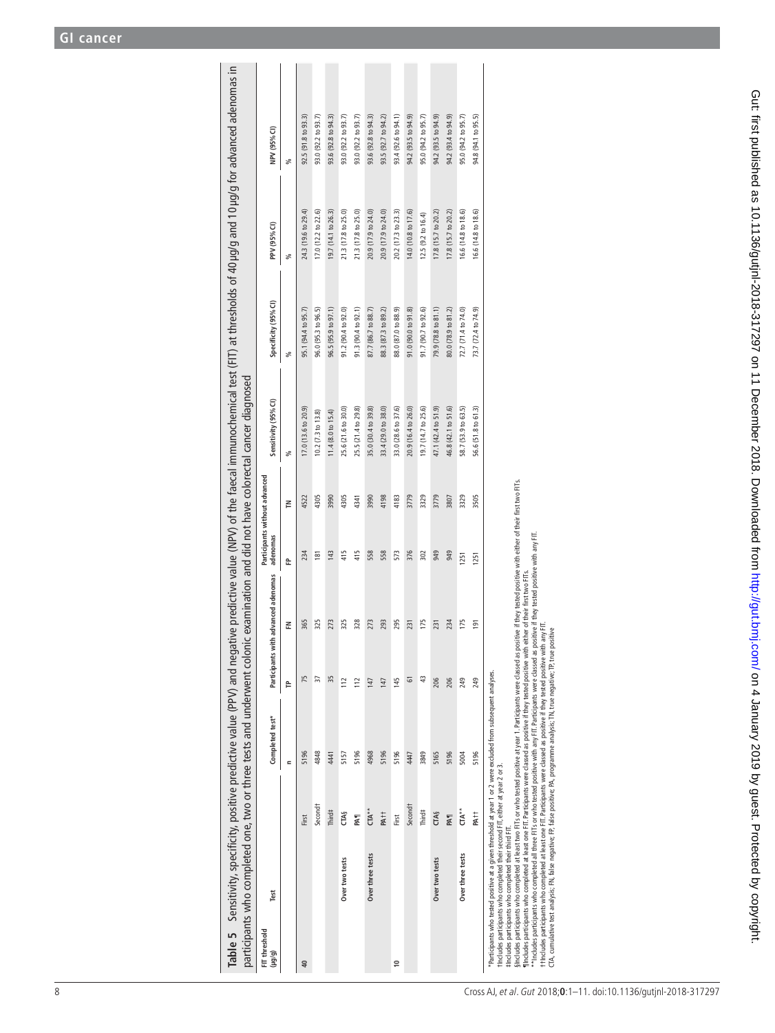**Table 5** Sensitivity, specificity, positive predictive value (PPV) and negative predictive value (NPV) of the faecal immunochemical test (FIT) at thresholds of 40 µg/g and 10 µg/g for advanced adenomas in participants who completed one, two or three tests and underwent colonic examination and did not have colorectal cancer diagnosed

| FIT threshold (µg/g) | Test | | Completed test* | Participants with advanced adenomas | | Participants without advanced adenomas | | Sensitivity (95% CI) | Specificity (95% CI) | PPV (95% CI) | NPV (95% CI) |
|---|---|---|---|---|---|---|---|---|---|---|---|
| | | | n | TP | FN | FP | TN | % | % | % | % |
| 40 | | First | 5196 | 75 | 365 | 234 | 4522 | 17.0 (13.6 to 20.9) | 95.1 (94.4 to 95.7) | 24.3 (19.6 to 29.4) | 92.5 (91.8 to 93.3) |
| | | Second† | 4848 | 37 | 325 | 181 | 4305 | 10.2 (7.3 to 13.8) | 96.0 (95.3 to 96.5) | 17.0 (12.2 to 22.6) | 93.0 (92.2 to 93.7) |
| | | Third‡ | 4441 | 35 | 273 | 143 | 3990 | 11.4 (8.0 to 15.4) | 96.5 (95.9 to 97.1) | 19.7 (14.1 to 26.3) | 93.6 (92.8 to 94.3) |
| | Over two tests | CTA§ | 5157 | 112 | 325 | 415 | 4305 | 25.6 (21.6 to 30.0) | 91.2 (90.4 to 92.0) | 21.3 (17.8 to 25.0) | 93.0 (92.2 to 93.7) |
| | | PA¶ | 5196 | 112 | 328 | 415 | 4341 | 25.5 (21.4 to 29.8) | 91.3 (90.4 to 92.1) | 21.3 (17.8 to 25.0) | 93.0 (92.2 to 93.7) |
| | Over three tests | CTA** | 4968 | 147 | 273 | 558 | 3990 | 35.0 (30.4 to 39.8) | 87.7 (86.7 to 88.7) | 20.9 (17.9 to 24.0) | 93.6 (92.8 to 94.3) |
| | | PA†† | 5196 | 147 | 293 | 558 | 4198 | 33.4 (29.0 to 38.0) | 88.3 (87.3 to 89.2) | 20.9 (17.9 to 24.0) | 93.5 (92.7 to 94.2) |
| 10 | | First | 5196 | 145 | 295 | 573 | 4183 | 33.0 (28.6 to 37.6) | 88.0 (87.0 to 88.9) | 20.2 (17.3 to 23.3) | 93.4 (92.6 to 94.1) |
| | | Second† | 4447 | 61 | 231 | 376 | 3779 | 20.9 (16.4 to 26.0) | 91.0 (90.0 to 91.8) | 14.0 (10.8 to 17.6) | 94.2 (93.5 to 94.9) |
| | | Third‡ | 3849 | 43 | 175 | 302 | 3329 | 19.7 (14.7 to 25.6) | 91.7 (90.7 to 92.6) | 12.5 (9.2 to 16.4) | 95.0 (94.2 to 95.7) |
| | Over two tests | CTA§ | 5165 | 206 | 231 | 949 | 3779 | 47.1 (42.4 to 51.9) | 79.9 (78.8 to 81.1) | 17.8 (15.7 to 20.2) | 94.2 (93.5 to 94.9) |
| | | PA¶ | 5196 | 206 | 234 | 949 | 3807 | 46.8 (42.1 to 51.6) | 80.0 (78.9 to 81.2) | 17.8 (15.7 to 20.2) | 94.2 (93.4 to 94.9) |
| | Over three tests | CTA** | 5004 | 249 | 175 | 1251 | 3329 | 58.7 (53.9 to 63.5) | 72.7 (71.4 to 74.0) | 16.6 (14.8 to 18.6) | 95.0 (94.2 to 95.7) |
| | | PA†† | 5196 | 249 | 191 | 1251 | 3505 | 56.6 (51.8 to 61.3) | 73.7 (72.4 to 74.9) | 16.6 (14.8 to 18.6) | 94.8 (94.1 to 95.5) |

*Participants who tested positive at a given threshold at year 1 or 2 were excluded from subsequent analyses.
†Includes participants who completed their second FIT, either at year 2 or 3.
‡Includes participants who completed their third FIT.
§Includes participants who completed at least two FITs or who tested positive at year 1. Participants were classed as positive if they tested positive with either of their first two FITs.
¶Includes participants who completed at least one FIT. Participants were classed as positive if they tested positive with either of their first two FITs.
**Includes participants who completed all three FITs or who tested positive with any FIT. Participants were classed as positive if they tested positive with any FIT.
††Includes participants who completed at least one FIT. Participants were classed as positive if they tested positive with any FIT.
CTA, cumulative test analysis; FN, false negative; FP, false positive; PA, programme analysis; TN, true negative; TP, true positive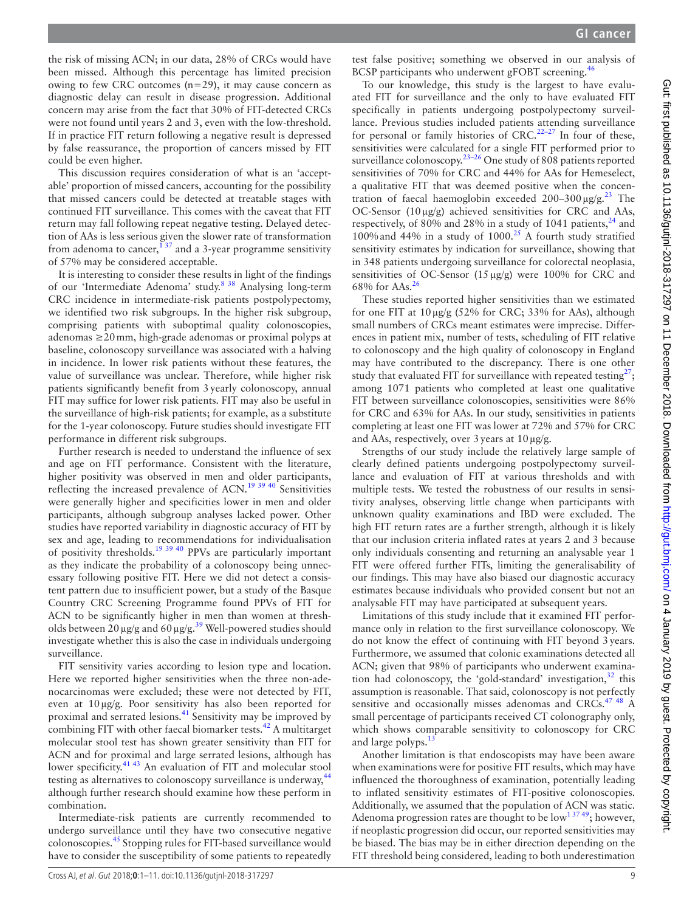the risk of missing ACN; in our data, 28% of CRCs would have been missed. Although this percentage has limited precision owing to few CRC outcomes (n=29), it may cause concern as diagnostic delay can result in disease progression. Additional concern may arise from the fact that 30% of FIT-detected CRCs were not found until years 2 and 3, even with the low-threshold. If in practice FIT return following a negative result is depressed by false reassurance, the proportion of cancers missed by FIT could be even higher.

This discussion requires consideration of what is an 'acceptable' proportion of missed cancers, accounting for the possibility that missed cancers could be detected at treatable stages with continued FIT surveillance. This comes with the caveat that FIT return may fall following repeat negative testing. Delayed detection of AAs is less serious given the slower rate of transformation from adenoma to cancer,[1 37] and a 3-year programme sensitivity of 57% may be considered acceptable.

It is interesting to consider these results in light of the findings of our 'Intermediate Adenoma' study.[8 38] Analysing long-term CRC incidence in intermediate-risk patients postpolypectomy, we identified two risk subgroups. In the higher risk subgroup, comprising patients with suboptimal quality colonoscopies, adenomas ≥20 mm, high-grade adenomas or proximal polyps at baseline, colonoscopy surveillance was associated with a halving in incidence. In lower risk patients without these features, the value of surveillance was unclear. Therefore, while higher risk patients significantly benefit from 3 yearly colonoscopy, annual FIT may suffice for lower risk patients. FIT may also be useful in the surveillance of high-risk patients; for example, as a substitute for the 1-year colonoscopy. Future studies should investigate FIT performance in different risk subgroups.

Further research is needed to understand the influence of sex and age on FIT performance. Consistent with the literature, higher positivity was observed in men and older participants, reflecting the increased prevalence of ACN.[19 39 40] Sensitivities were generally higher and specificities lower in men and older participants, although subgroup analyses lacked power. Other studies have reported variability in diagnostic accuracy of FIT by sex and age, leading to recommendations for individualisation of positivity thresholds.[19 39 40] PPVs are particularly important as they indicate the probability of a colonoscopy being unnecessary following positive FIT. Here we did not detect a consistent pattern due to insufficient power, but a study of the Basque Country CRC Screening Programme found PPVs of FIT for ACN to be significantly higher in men than women at thresholds between 20 µg/g and 60 µg/g.[39] Well-powered studies should investigate whether this is also the case in individuals undergoing surveillance.

FIT sensitivity varies according to lesion type and location. Here we reported higher sensitivities when the three non-adenocarcinomas were excluded; these were not detected by FIT, even at 10 µg/g. Poor sensitivity has also been reported for proximal and serrated lesions.[41] Sensitivity may be improved by combining FIT with other faecal biomarker tests.[42] A multitarget molecular stool test has shown greater sensitivity than FIT for ACN and for proximal and large serrated lesions, although has lower specificity.[41 43] An evaluation of FIT and molecular stool testing as alternatives to colonoscopy surveillance is underway,[44] although further research should examine how these perform in combination.

Intermediate-risk patients are currently recommended to undergo surveillance until they have two consecutive negative colonoscopies.[45] Stopping rules for FIT-based surveillance would have to consider the susceptibility of some patients to repeatedly test false positive; something we observed in our analysis of BCSP participants who underwent gFOBT screening.[46]

To our knowledge, this study is the largest to have evaluated FIT for surveillance and the only to have evaluated FIT specifically in patients undergoing postpolypectomy surveillance. Previous studies included patients attending surveillance for personal or family histories of CRC.[22–27] In four of these, sensitivities were calculated for a single FIT performed prior to surveillance colonoscopy.[23–26] One study of 808 patients reported sensitivities of 70% for CRC and 44% for AAs for Hemeselect, a qualitative FIT that was deemed positive when the concentration of faecal haemoglobin exceeded 200–300 µg/g.[23] The OC-Sensor (10 µg/g) achieved sensitivities for CRC and AAs, respectively, of 80% and 28% in a study of 1041 patients,[24] and 100% and 44% in a study of 1000.[25] A fourth study stratified sensitivity estimates by indication for surveillance, showing that in 348 patients undergoing surveillance for colorectal neoplasia, sensitivities of OC-Sensor (15 µg/g) were 100% for CRC and 68% for AAs.[26]

These studies reported higher sensitivities than we estimated for one FIT at 10 µg/g (52% for CRC; 33% for AAs), although small numbers of CRCs meant estimates were imprecise. Differences in patient mix, number of tests, scheduling of FIT relative to colonoscopy and the high quality of colonoscopy in England may have contributed to the discrepancy. There is one other study that evaluated FIT for surveillance with repeated testing[27]; among 1071 patients who completed at least one qualitative FIT between surveillance colonoscopies, sensitivities were 86% for CRC and 63% for AAs. In our study, sensitivities in patients completing at least one FIT was lower at 72% and 57% for CRC and AAs, respectively, over 3 years at 10 µg/g.

Strengths of our study include the relatively large sample of clearly defined patients undergoing postpolypectomy surveillance and evaluation of FIT at various thresholds and with multiple tests. We tested the robustness of our results in sensitivity analyses, observing little change when participants with unknown quality examinations and IBD were excluded. The high FIT return rates are a further strength, although it is likely that our inclusion criteria inflated rates at years 2 and 3 because only individuals consenting and returning an analysable year 1 FIT were offered further FITs, limiting the generalisability of our findings. This may have also biased our diagnostic accuracy estimates because individuals who provided consent but not an analysable FIT may have participated at subsequent years.

Limitations of this study include that it examined FIT performance only in relation to the first surveillance colonoscopy. We do not know the effect of continuing with FIT beyond 3 years. Furthermore, we assumed that colonic examinations detected all ACN; given that 98% of participants who underwent examination had colonoscopy, the 'gold-standard' investigation,[32] this assumption is reasonable. That said, colonoscopy is not perfectly sensitive and occasionally misses adenomas and CRCs.[47 48] A small percentage of participants received CT colonography only, which shows comparable sensitivity to colonoscopy for CRC and large polyps.[13]

Another limitation is that endoscopists may have been aware when examinations were for positive FIT results, which may have influenced the thoroughness of examination, potentially leading to inflated sensitivity estimates of FIT-positive colonoscopies. Additionally, we assumed that the population of ACN was static. Adenoma progression rates are thought to be low[1 37 49]; however, if neoplastic progression did occur, our reported sensitivities may be biased. The bias may be in either direction depending on the FIT threshold being considered, leading to both underestimation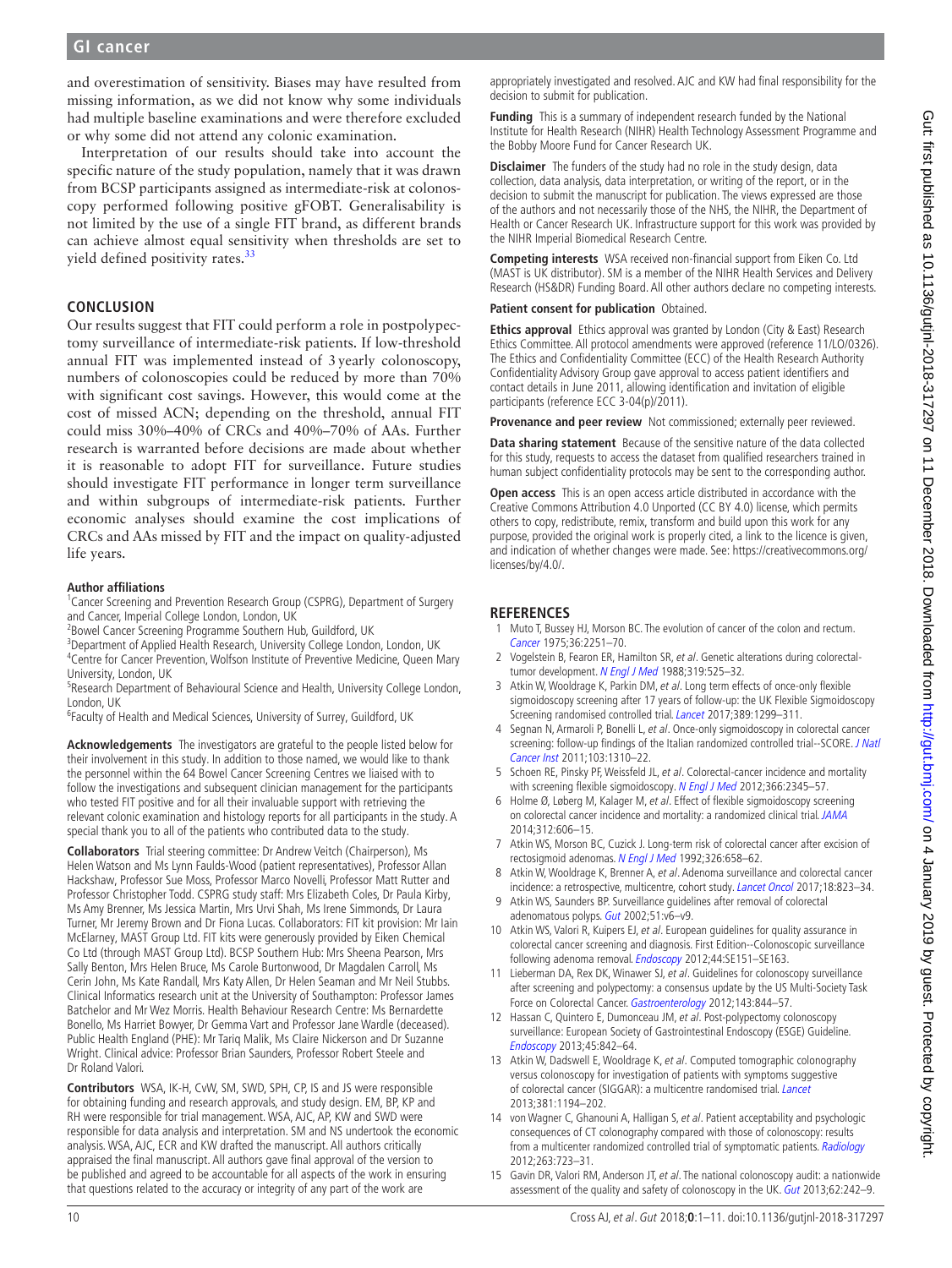and overestimation of sensitivity. Biases may have resulted from missing information, as we did not know why some individuals had multiple baseline examinations and were therefore excluded or why some did not attend any colonic examination.

Interpretation of our results should take into account the specific nature of the study population, namely that it was drawn from BCSP participants assigned as intermediate-risk at colonoscopy performed following positive gFOBT. Generalisability is not limited by the use of a single FIT brand, as different brands can achieve almost equal sensitivity when thresholds are set to yield defined positivity rates.[33]

## CONCLUSION

Our results suggest that FIT could perform a role in postpolypectomy surveillance of intermediate-risk patients. If low-threshold annual FIT was implemented instead of 3 yearly colonoscopy, numbers of colonoscopies could be reduced by more than 70% with significant cost savings. However, this would come at the cost of missed ACN; depending on the threshold, annual FIT could miss 30%–40% of CRCs and 40%–70% of AAs. Further research is warranted before decisions are made about whether it is reasonable to adopt FIT for surveillance. Future studies should investigate FIT performance in longer term surveillance and within subgroups of intermediate-risk patients. Further economic analyses should examine the cost implications of CRCs and AAs missed by FIT and the impact on quality-adjusted life years.

**Author affiliations**

[1]Cancer Screening and Prevention Research Group (CSPRG), Department of Surgery and Cancer, Imperial College London, London, UK
[2]Bowel Cancer Screening Programme Southern Hub, Guildford, UK
[3]Department of Applied Health Research, University College London, London, UK
[4]Centre for Cancer Prevention, Wolfson Institute of Preventive Medicine, Queen Mary University, London, UK
[5]Research Department of Behavioural Science and Health, University College London, London, UK
[6]Faculty of Health and Medical Sciences, University of Surrey, Guildford, UK

**Acknowledgements** The investigators are grateful to the people listed below for their involvement in this study. In addition to those named, we would like to thank the personnel within the 64 Bowel Cancer Screening Centres we liaised with to follow the investigations and subsequent clinician management for the participants who tested FIT positive and for all their invaluable support with retrieving the relevant colonic examination and histology reports for all participants in the study. A special thank you to all of the patients who contributed data to the study.

**Collaborators** Trial steering committee: Dr Andrew Veitch (Chairperson), Ms Helen Watson and Ms Lynn Faulds-Wood (patient representatives), Professor Allan Hackshaw, Professor Sue Moss, Professor Marco Novelli, Professor Matt Rutter and Professor Christopher Todd. CSPRG study staff: Mrs Elizabeth Coles, Dr Paula Kirby, Ms Amy Brenner, Ms Jessica Martin, Mrs Urvi Shah, Ms Irene Simmonds, Dr Laura Turner, Mr Jeremy Brown and Dr Fiona Lucas. Collaborators: FIT kit provision: Mr Iain McElarney, MAST Group Ltd. FIT kits were generously provided by Eiken Chemical Co Ltd (through MAST Group Ltd). BCSP Southern Hub: Mrs Sheena Pearson, Mrs Sally Benton, Mrs Helen Bruce, Ms Carole Burtonwood, Dr Magdalen Carroll, Ms Cerin John, Ms Kate Randall, Mrs Katy Allen, Dr Helen Seaman and Mr Neil Stubbs. Clinical Informatics research unit at the University of Southampton: Professor James Batchelor and Mr Wez Morris. Health Behaviour Research Centre: Ms Bernadette Bonello, Ms Harriet Bowyer, Dr Gemma Vart and Professor Jane Wardle (deceased). Public Health England (PHE): Mr Tariq Malik, Ms Claire Nickerson and Dr Suzanne Wright. Clinical advice: Professor Brian Saunders, Professor Robert Steele and Dr Roland Valori.

**Contributors** WSA, IK-H, CvW, SM, SWD, SPH, CP, IS and JS were responsible for obtaining funding and research approvals, and study design. EM, BP, KP and RH were responsible for trial management. WSA, AJC, AP, KW and SWD were responsible for data analysis and interpretation. SM and NS undertook the economic analysis. WSA, AJC, ECR and KW drafted the manuscript. All authors critically appraised the final manuscript. All authors gave final approval of the version to be published and agreed to be accountable for all aspects of the work in ensuring that questions related to the accuracy or integrity of any part of the work are appropriately investigated and resolved. AJC and KW had final responsibility for the decision to submit for publication.

**Funding** This is a summary of independent research funded by the National Institute for Health Research (NIHR) Health Technology Assessment Programme and the Bobby Moore Fund for Cancer Research UK.

**Disclaimer** The funders of the study had no role in the study design, data collection, data analysis, data interpretation, or writing of the report, or in the decision to submit the manuscript for publication. The views expressed are those of the authors and not necessarily those of the NHS, the NIHR, the Department of Health or Cancer Research UK. Infrastructure support for this work was provided by the NIHR Imperial Biomedical Research Centre.

**Competing interests** WSA received non-financial support from Eiken Co. Ltd (MAST is UK distributor). SM is a member of the NIHR Health Services and Delivery Research (HS&DR) Funding Board. All other authors declare no competing interests.

**Patient consent for publication** Obtained.

**Ethics approval** Ethics approval was granted by London (City & East) Research Ethics Committee. All protocol amendments were approved (reference 11/LO/0326). The Ethics and Confidentiality Committee (ECC) of the Health Research Authority Confidentiality Advisory Group gave approval to access patient identifiers and contact details in June 2011, allowing identification and invitation of eligible participants (reference ECC 3-04(p)/2011).

**Provenance and peer review** Not commissioned; externally peer reviewed.

**Data sharing statement** Because of the sensitive nature of the data collected for this study, requests to access the dataset from qualified researchers trained in human subject confidentiality protocols may be sent to the corresponding author.

**Open access** This is an open access article distributed in accordance with the Creative Commons Attribution 4.0 Unported (CC BY 4.0) license, which permits others to copy, redistribute, remix, transform and build upon this work for any purpose, provided the original work is properly cited, a link to the licence is given, and indication of whether changes were made. See: https://creativecommons.org/licenses/by/4.0/.

## REFERENCES

1. Muto T, Bussey HJ, Morson BC. The evolution of cancer of the colon and rectum. *Cancer* 1975;36:2251–70.
2. Vogelstein B, Fearon ER, Hamilton SR, *et al*. Genetic alterations during colorectal-tumor development. *N Engl J Med* 1988;319:525–32.
3. Atkin W, Wooldrage K, Parkin DM, *et al*. Long term effects of once-only flexible sigmoidoscopy screening after 17 years of follow-up: the UK Flexible Sigmoidoscopy Screening randomised controlled trial. *Lancet* 2017;389:1299–311.
4. Segnan N, Armaroli P, Bonelli L, *et al*. Once-only sigmoidoscopy in colorectal cancer screening: follow-up findings of the Italian randomized controlled trial--SCORE. *J Natl Cancer Inst* 2011;103:1310–22.
5. Schoen RE, Pinsky PF, Weissfeld JL, *et al*. Colorectal-cancer incidence and mortality with screening flexible sigmoidoscopy. *N Engl J Med* 2012;366:2345–57.
6. Holme Ø, Løberg M, Kalager M, *et al*. Effect of flexible sigmoidoscopy screening on colorectal cancer incidence and mortality: a randomized clinical trial. *JAMA* 2014;312:606–15.
7. Atkin WS, Morson BC, Cuzick J. Long-term risk of colorectal cancer after excision of rectosigmoid adenomas. *N Engl J Med* 1992;326:658–62.
8. Atkin W, Wooldrage K, Brenner A, *et al*. Adenoma surveillance and colorectal cancer incidence: a retrospective, multicentre, cohort study. *Lancet Oncol* 2017;18:823–34.
9. Atkin WS, Saunders BP. Surveillance guidelines after removal of colorectal adenomatous polyps. *Gut* 2002;51:v6–v9.
10. Atkin WS, Valori R, Kuipers EJ, *et al*. European guidelines for quality assurance in colorectal cancer screening and diagnosis. First Edition--Colonoscopic surveillance following adenoma removal. *Endoscopy* 2012;44:SE151–SE163.
11. Lieberman DA, Rex DK, Winawer SJ, *et al*. Guidelines for colonoscopy surveillance after screening and polypectomy: a consensus update by the US Multi-Society Task Force on Colorectal Cancer. *Gastroenterology* 2012;143:844–57.
12. Hassan C, Quintero E, Dumonceau JM, *et al*. Post-polypectomy colonoscopy surveillance: European Society of Gastrointestinal Endoscopy (ESGE) Guideline. *Endoscopy* 2013;45:842–64.
13. Atkin W, Dadswell E, Wooldrage K, *et al*. Computed tomographic colonography versus colonoscopy for investigation of patients with symptoms suggestive of colorectal cancer (SIGGAR): a multicentre randomised trial. *Lancet* 2013;381:1194–202.
14. von Wagner C, Ghanouni A, Halligan S, *et al*. Patient acceptability and psychologic consequences of CT colonography compared with those of colonoscopy: results from a multicenter randomized controlled trial of symptomatic patients. *Radiology* 2012;263:723–31.
15. Gavin DR, Valori RM, Anderson JT, *et al*. The national colonoscopy audit: a nationwide assessment of the quality and safety of colonoscopy in the UK. *Gut* 2013;62:242–9.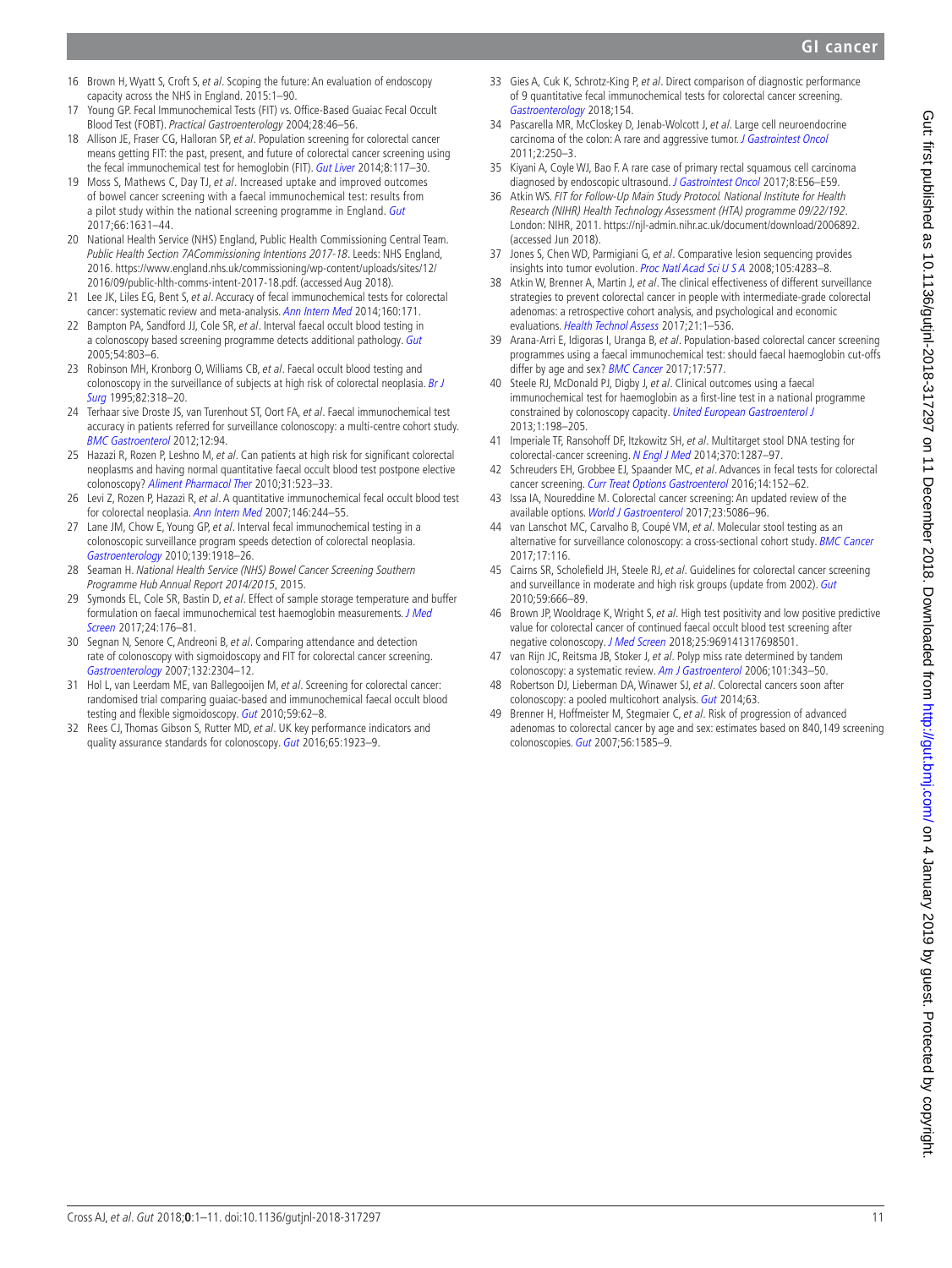16 Brown H, Wyatt S, Croft S, *et al*. Scoping the future: An evaluation of endoscopy capacity across the NHS in England. 2015:1–90.

17 Young GP. Fecal Immunochemical Tests (FIT) vs. Office-Based Guaiac Fecal Occult Blood Test (FOBT). *Practical Gastroenterology* 2004;28:46–56.

18 Allison JE, Fraser CG, Halloran SP, *et al*. Population screening for colorectal cancer means getting FIT: the past, present, and future of colorectal cancer screening using the fecal immunochemical test for hemoglobin (FIT). *Gut Liver* 2014;8:117–30.

19 Moss S, Mathews C, Day TJ, *et al*. Increased uptake and improved outcomes of bowel cancer screening with a faecal immunochemical test: results from a pilot study within the national screening programme in England. *Gut* 2017;66:1631–44.

20 National Health Service (NHS) England, Public Health Commissioning Central Team. *Public Health Section 7ACommissioning Intentions 2017-18*. Leeds: NHS England, 2016. https://www.england.nhs.uk/commissioning/wp-content/uploads/sites/12/2016/09/public-hlth-comms-intent-2017-18.pdf. (accessed Aug 2018).

21 Lee JK, Liles EG, Bent S, *et al*. Accuracy of fecal immunochemical tests for colorectal cancer: systematic review and meta-analysis. *Ann Intern Med* 2014;160:171.

22 Bampton PA, Sandford JJ, Cole SR, *et al*. Interval faecal occult blood testing in a colonoscopy based screening programme detects additional pathology. *Gut* 2005;54:803–6.

23 Robinson MH, Kronborg O, Williams CB, *et al*. Faecal occult blood testing and colonoscopy in the surveillance of subjects at high risk of colorectal neoplasia. *Br J Surg* 1995;82:318–20.

24 Terhaar sive Droste JS, van Turenhout ST, Oort FA, *et al*. Faecal immunochemical test accuracy in patients referred for surveillance colonoscopy: a multi-centre cohort study. *BMC Gastroenterol* 2012;12:94.

25 Hazazi R, Rozen P, Leshno M, *et al*. Can patients at high risk for significant colorectal neoplasms and having normal quantitative faecal occult blood test postpone elective colonoscopy? *Aliment Pharmacol Ther* 2010;31:523–33.

26 Levi Z, Rozen P, Hazazi R, *et al*. A quantitative immunochemical fecal occult blood test for colorectal neoplasia. *Ann Intern Med* 2007;146:244–55.

27 Lane JM, Chow E, Young GP, *et al*. Interval fecal immunochemical testing in a colonoscopic surveillance program speeds detection of colorectal neoplasia. *Gastroenterology* 2010;139:1918–26.

28 Seaman H. *National Health Service (NHS) Bowel Cancer Screening Southern Programme Hub Annual Report 2014/2015*, 2015.

29 Symonds EL, Cole SR, Bastin D, *et al*. Effect of sample storage temperature and buffer formulation on faecal immunochemical test haemoglobin measurements. *J Med Screen* 2017;24:176–81.

30 Segnan N, Senore C, Andreoni B, *et al*. Comparing attendance and detection rate of colonoscopy with sigmoidoscopy and FIT for colorectal cancer screening. *Gastroenterology* 2007;132:2304–12.

31 Hol L, van Leerdam ME, van Ballegooijen M, *et al*. Screening for colorectal cancer: randomised trial comparing guaiac-based and immunochemical faecal occult blood testing and flexible sigmoidoscopy. *Gut* 2010;59:62–8.

32 Rees CJ, Thomas Gibson S, Rutter MD, *et al*. UK key performance indicators and quality assurance standards for colonoscopy. *Gut* 2016;65:1923–9.

33 Gies A, Cuk K, Schrotz-King P, *et al*. Direct comparison of diagnostic performance of 9 quantitative fecal immunochemical tests for colorectal cancer screening. *Gastroenterology* 2018;154.

34 Pascarella MR, McCloskey D, Jenab-Wolcott J, *et al*. Large cell neuroendocrine carcinoma of the colon: A rare and aggressive tumor. *J Gastrointest Oncol* 2011;2:250–3.

35 Kiyani A, Coyle WJ, Bao F. A rare case of primary rectal squamous cell carcinoma diagnosed by endoscopic ultrasound. *J Gastrointest Oncol* 2017;8:E56–E59.

36 Atkin WS. *FIT for Follow-Up Main Study Protocol. National Institute for Health Research (NIHR) Health Technology Assessment (HTA) programme 09/22/192*. London: NIHR, 2011. https://njl-admin.nihr.ac.uk/document/download/2006892. (accessed Jun 2018).

37 Jones S, Chen WD, Parmigiani G, *et al*. Comparative lesion sequencing provides insights into tumor evolution. *Proc Natl Acad Sci U S A* 2008;105:4283–8.

38 Atkin W, Brenner A, Martin J, *et al*. The clinical effectiveness of different surveillance strategies to prevent colorectal cancer in people with intermediate-grade colorectal adenomas: a retrospective cohort analysis, and psychological and economic evaluations. *Health Technol Assess* 2017;21:1–536.

39 Arana-Arri E, Idigoras I, Uranga B, *et al*. Population-based colorectal cancer screening programmes using a faecal immunochemical test: should faecal haemoglobin cut-offs differ by age and sex? *BMC Cancer* 2017;17:577.

40 Steele RJ, McDonald PJ, Digby J, *et al*. Clinical outcomes using a faecal immunochemical test for haemoglobin as a first-line test in a national programme constrained by colonoscopy capacity. *United European Gastroenterol J* 2013;1:198–205.

41 Imperiale TF, Ransohoff DF, Itzkowitz SH, *et al*. Multitarget stool DNA testing for colorectal-cancer screening. *N Engl J Med* 2014;370:1287–97.

42 Schreuders EH, Grobbee EJ, Spaander MC, *et al*. Advances in fecal tests for colorectal cancer screening. *Curr Treat Options Gastroenterol* 2016;14:152–62.

43 Issa IA, Noureddine M. Colorectal cancer screening: An updated review of the available options. *World J Gastroenterol* 2017;23:5086–96.

44 van Lanschot MC, Carvalho B, Coupé VM, *et al*. Molecular stool testing as an alternative for surveillance colonoscopy: a cross-sectional cohort study. *BMC Cancer* 2017;17:116.

45 Cairns SR, Scholefield JH, Steele RJ, *et al*. Guidelines for colorectal cancer screening and surveillance in moderate and high risk groups (update from 2002). *Gut* 2010;59:666–89.

46 Brown JP, Wooldrage K, Wright S, *et al*. High test positivity and low positive predictive value for colorectal cancer of continued faecal occult blood test screening after negative colonoscopy. *J Med Screen* 2018;25:969141317698501.

47 van Rijn JC, Reitsma JB, Stoker J, *et al*. Polyp miss rate determined by tandem colonoscopy: a systematic review. *Am J Gastroenterol* 2006;101:343–50.

48 Robertson DJ, Lieberman DA, Winawer SJ, *et al*. Colorectal cancers soon after colonoscopy: a pooled multicohort analysis. *Gut* 2014;63.

49 Brenner H, Hoffmeister M, Stegmaier C, *et al*. Risk of progression of advanced adenomas to colorectal cancer by age and sex: estimates based on 840,149 screening colonoscopies. *Gut* 2007;56:1585–9.